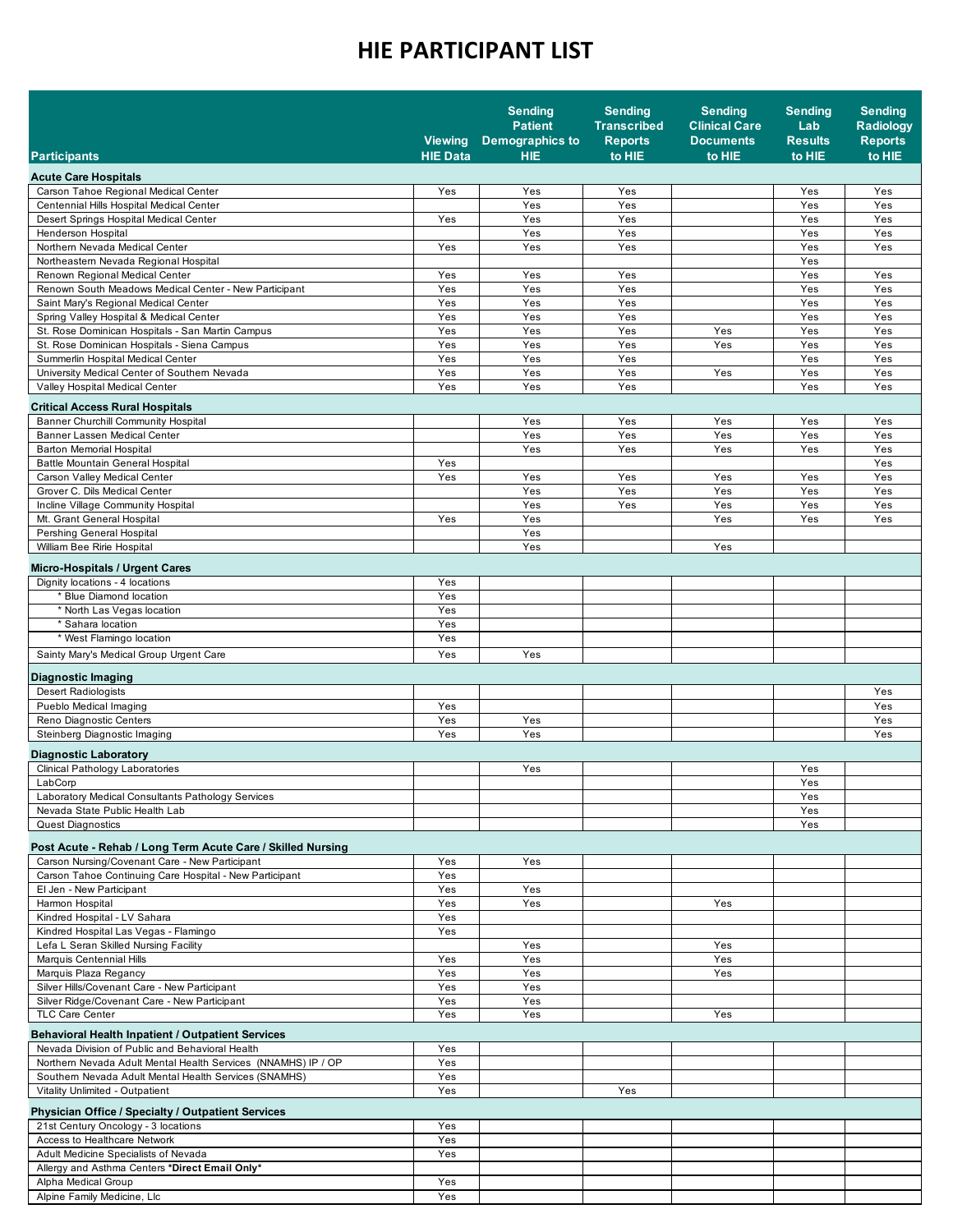# HIE PARTICIPANT LIST

| Participants | Viewing HIE Data | Sending Patient Demographics to HIE | Sending Transcribed Reports to HIE | Sending Clinical Care Documents to HIE | Sending Lab Results to HIE | Sending Radiology Reports to HIE |
|---|---|---|---|---|---|---|
| **Acute Care Hospitals** | | | | | | |
| Carson Tahoe Regional Medical Center | Yes | Yes | Yes | | Yes | Yes |
| Centennial Hills Hospital Medical Center | | Yes | Yes | | Yes | Yes |
| Desert Springs Hospital Medical Center | Yes | Yes | Yes | | Yes | Yes |
| Henderson Hospital | | Yes | Yes | | Yes | Yes |
| Northern Nevada Medical Center | Yes | Yes | Yes | | Yes | Yes |
| Northeastern Nevada Regional Hospital | | | | | Yes | |
| Renown Regional Medical Center | Yes | Yes | Yes | | Yes | Yes |
| Renown South Meadows Medical Center - New Participant | Yes | Yes | Yes | | Yes | Yes |
| Saint Mary's Regional Medical Center | Yes | Yes | Yes | | Yes | Yes |
| Spring Valley Hospital & Medical Center | Yes | Yes | Yes | | Yes | Yes |
| St. Rose Dominican Hospitals - San Martin Campus | Yes | Yes | Yes | Yes | Yes | Yes |
| St. Rose Dominican Hospitals - Siena Campus | Yes | Yes | Yes | Yes | Yes | Yes |
| Summerlin Hospital Medical Center | Yes | Yes | Yes | | Yes | Yes |
| University Medical Center of Southern Nevada | Yes | Yes | Yes | Yes | Yes | Yes |
| Valley Hospital Medical Center | Yes | Yes | Yes | | Yes | Yes |
| **Critical Access Rural Hospitals** | | | | | | |
| Banner Churchill Community Hospital | | Yes | Yes | Yes | Yes | Yes |
| Banner Lassen Medical Center | | Yes | Yes | Yes | Yes | Yes |
| Barton Memorial Hospital | | Yes | Yes | Yes | Yes | Yes |
| Battle Mountain General Hospital | Yes | | | | | Yes |
| Carson Valley Medical Center | Yes | Yes | Yes | Yes | Yes | Yes |
| Grover C. Dils Medical Center | | Yes | Yes | Yes | Yes | Yes |
| Incline Village Community Hospital | | Yes | Yes | Yes | Yes | Yes |
| Mt. Grant General Hospital | Yes | Yes | | Yes | Yes | Yes |
| Pershing General Hospital | | Yes | | | | |
| William Bee Ririe Hospital | | Yes | | Yes | | |
| **Micro-Hospitals / Urgent Cares** | | | | | | |
| Dignity locations - 4 locations | Yes | | | | | |
| * Blue Diamond location | Yes | | | | | |
| * North Las Vegas location | Yes | | | | | |
| * Sahara location | Yes | | | | | |
| * West Flamingo location | Yes | | | | | |
| Sainty Mary's Medical Group Urgent Care | Yes | Yes | | | | |
| **Diagnostic Imaging** | | | | | | |
| Desert Radiologists | | | | | | Yes |
| Pueblo Medical Imaging | Yes | | | | | Yes |
| Reno Diagnostic Centers | Yes | Yes | | | | Yes |
| Steinberg Diagnostic Imaging | Yes | Yes | | | | Yes |
| **Diagnostic Laboratory** | | | | | | |
| Clinical Pathology Laboratories | | Yes | | | Yes | |
| LabCorp | | | | | Yes | |
| Laboratory Medical Consultants Pathology Services | | | | | Yes | |
| Nevada State Public Health Lab | | | | | Yes | |
| Quest Diagnostics | | | | | Yes | |
| **Post Acute - Rehab / Long Term Acute Care / Skilled Nursing** | | | | | | |
| Carson Nursing/Covenant Care - New Participant | Yes | Yes | | | | |
| Carson Tahoe Continuing Care Hospital - New Participant | Yes | | | | | |
| El Jen - New Participant | Yes | Yes | | | | |
| Harmon Hospital | Yes | Yes | | Yes | | |
| Kindred Hospital - LV Sahara | Yes | | | | | |
| Kindred Hospital Las Vegas - Flamingo | Yes | | | | | |
| Lefa L Seran Skilled Nursing Facility | | Yes | | Yes | | |
| Marquis Centennial Hills | Yes | Yes | | Yes | | |
| Marquis Plaza Regancy | Yes | Yes | | Yes | | |
| Silver Hills/Covenant Care - New Participant | Yes | Yes | | | | |
| Silver Ridge/Covenant Care - New Participant | Yes | Yes | | | | |
| TLC Care Center | Yes | Yes | | Yes | | |
| **Behavioral Health Inpatient / Outpatient Services** | | | | | | |
| Nevada Division of Public and Behavioral Health | Yes | | | | | |
| Northern Nevada Adult Mental Health Services (NNAMHS) IP / OP | Yes | | | | | |
| Southern Nevada Adult Mental Health Services (SNAMHS) | Yes | | | | | |
| Vitality Unlimited - Outpatient | Yes | | Yes | | | |
| **Physician Office / Specialty / Outpatient Services** | | | | | | |
| 21st Century Oncology - 3 locations | Yes | | | | | |
| Access to Healthcare Network | Yes | | | | | |
| Adult Medicine Specialists of Nevada | Yes | | | | | |
| Allergy and Asthma Centers **\*Direct Email Only\*** | | | | | | |
| Alpha Medical Group | Yes | | | | | |
| Alpine Family Medicine, Llc | Yes | | | | | |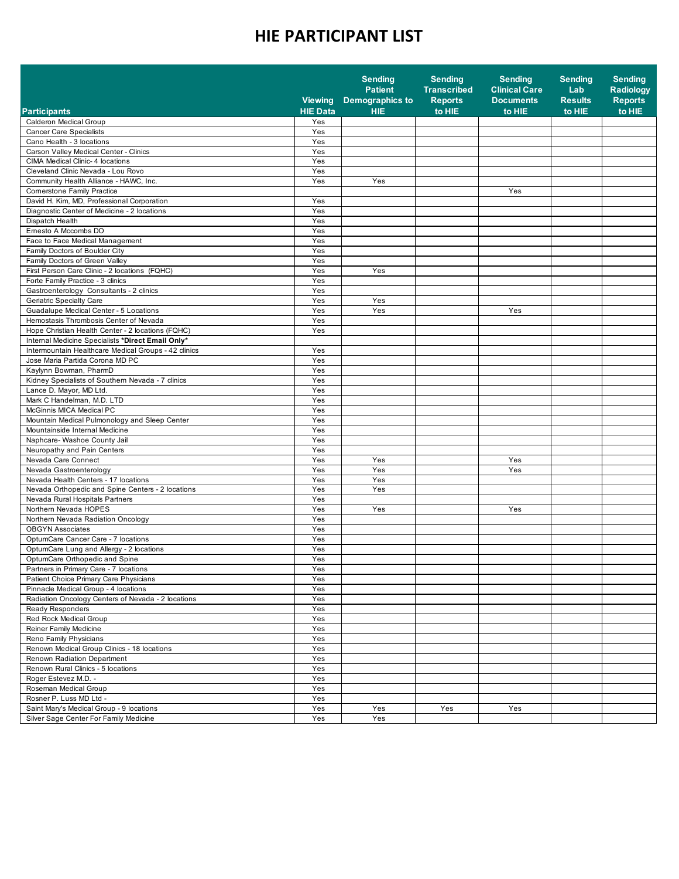# HIE PARTICIPANT LIST

| Participants | Viewing HIE Data | Sending Patient Demographics to HIE | Sending Transcribed Reports to HIE | Sending Clinical Care Documents to HIE | Sending Lab Results to HIE | Sending Radiology Reports to HIE |
|---|---|---|---|---|---|---|
| Calderon Medical Group | Yes | | | | | |
| Cancer Care Specialists | Yes | | | | | |
| Cano Health - 3 locations | Yes | | | | | |
| Carson Valley Medical Center - Clinics | Yes | | | | | |
| CIMA Medical Clinic- 4 locations | Yes | | | | | |
| Cleveland Clinic Nevada - Lou Rovo | Yes | | | | | |
| Community Health Alliance - HAWC, Inc. | Yes | Yes | | | | |
| Cornerstone Family Practice | | | | Yes | | |
| David H. Kim, MD, Professional Corporation | Yes | | | | | |
| Diagnostic Center of Medicine - 2 locations | Yes | | | | | |
| Dispatch Health | Yes | | | | | |
| Ernesto A Mccombs DO | Yes | | | | | |
| Face to Face Medical Management | Yes | | | | | |
| Family Doctors of Boulder City | Yes | | | | | |
| Family Doctors of Green Valley | Yes | | | | | |
| First Person Care Clinic - 2 locations (FQHC) | Yes | Yes | | | | |
| Forte Family Practice - 3 clinics | Yes | | | | | |
| Gastroenterology Consultants - 2 clinics | Yes | | | | | |
| Geriatric Specialty Care | Yes | Yes | | | | |
| Guadalupe Medical Center - 5 Locations | Yes | Yes | | Yes | | |
| Hemostasis Thrombosis Center of Nevada | Yes | | | | | |
| Hope Christian Health Center - 2 locations (FQHC) | Yes | | | | | |
| Internal Medicine Specialists **\*Direct Email Only\*** | | | | | | |
| Intermountain Healthcare Medical Groups - 42 clinics | Yes | | | | | |
| Jose Maria Partida Corona MD PC | Yes | | | | | |
| Kaylynn Bowman, PharmD | Yes | | | | | |
| Kidney Specialists of Southern Nevada - 7 clinics | Yes | | | | | |
| Lance D. Mayor, MD Ltd. | Yes | | | | | |
| Mark C Handelman, M.D. LTD | Yes | | | | | |
| McGinnis MICA Medical PC | Yes | | | | | |
| Mountain Medical Pulmonology and Sleep Center | Yes | | | | | |
| Mountainside Internal Medicine | Yes | | | | | |
| Naphcare- Washoe County Jail | Yes | | | | | |
| Neuropathy and Pain Centers | Yes | | | | | |
| Nevada Care Connect | Yes | Yes | | Yes | | |
| Nevada Gastroenterology | Yes | Yes | | Yes | | |
| Nevada Health Centers - 17 locations | Yes | Yes | | | | |
| Nevada Orthopedic and Spine Centers - 2 locations | Yes | Yes | | | | |
| Nevada Rural Hospitals Partners | Yes | | | | | |
| Northern Nevada HOPES | Yes | Yes | | Yes | | |
| Northern Nevada Radiation Oncology | Yes | | | | | |
| OBGYN Associates | Yes | | | | | |
| OptumCare Cancer Care - 7 locations | Yes | | | | | |
| OptumCare Lung and Allergy - 2 locations | Yes | | | | | |
| OptumCare Orthopedic and Spine | Yes | | | | | |
| Partners in Primary Care - 7 locations | Yes | | | | | |
| Patient Choice Primary Care Physicians | Yes | | | | | |
| Pinnacle Medical Group - 4 locations | Yes | | | | | |
| Radiation Oncology Centers of Nevada - 2 locations | Yes | | | | | |
| Ready Responders | Yes | | | | | |
| Red Rock Medical Group | Yes | | | | | |
| Reiner Family Medicine | Yes | | | | | |
| Reno Family Physicians | Yes | | | | | |
| Renown Medical Group Clinics - 18 locations | Yes | | | | | |
| Renown Radiation Department | Yes | | | | | |
| Renown Rural Clinics - 5 locations | Yes | | | | | |
| Roger Estevez M.D. - | Yes | | | | | |
| Roseman Medical Group | Yes | | | | | |
| Rosner P. Luss MD Ltd - | Yes | | | | | |
| Saint Mary's Medical Group - 9 locations | Yes | Yes | Yes | Yes | | |
| Silver Sage Center For Family Medicine | Yes | Yes | | | | |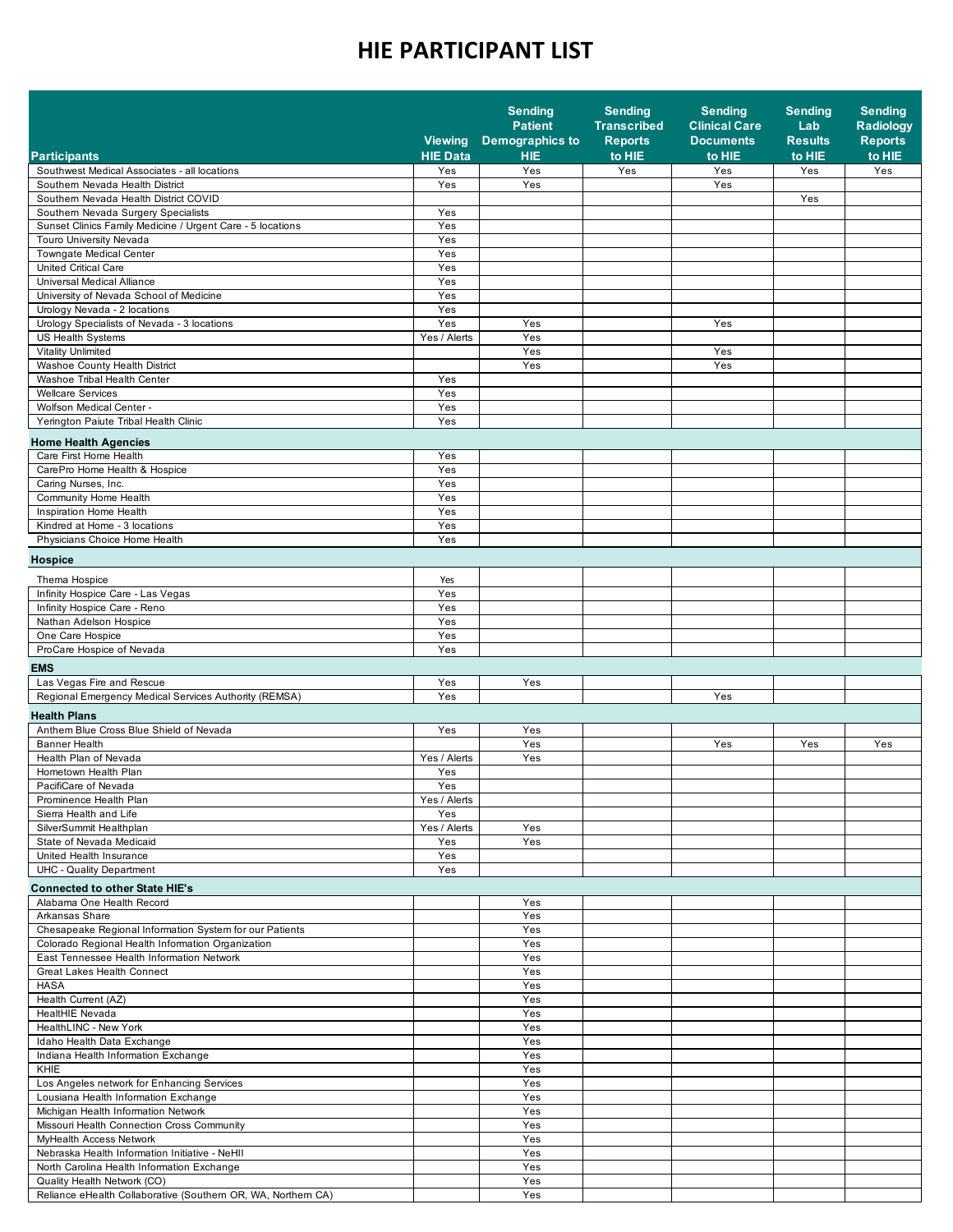# HIE PARTICIPANT LIST

| Participants | Viewing HIE Data | Sending Patient Demographics to HIE | Sending Transcribed Reports to HIE | Sending Clinical Care Documents to HIE | Sending Lab Results to HIE | Sending Radiology Reports to HIE |
|---|---|---|---|---|---|---|
| Southwest Medical Associates - all locations | Yes | Yes | Yes | Yes | Yes | Yes |
| Southern Nevada Health District | Yes | Yes | | Yes | | |
| Southern Nevada Health District COVID | | | | | Yes | |
| Southern Nevada Surgery Specialists | Yes | | | | | |
| Sunset Clinics Family Medicine / Urgent Care - 5 locations | Yes | | | | | |
| Touro University Nevada | Yes | | | | | |
| Towngate Medical Center | Yes | | | | | |
| United Critical Care | Yes | | | | | |
| Universal Medical Alliance | Yes | | | | | |
| University of Nevada School of Medicine | Yes | | | | | |
| Urology Nevada - 2 locations | Yes | | | | | |
| Urology Specialists of Nevada - 3 locations | Yes | Yes | | Yes | | |
| US Health Systems | Yes / Alerts | Yes | | | | |
| Vitality Unlimited | | Yes | | Yes | | |
| Washoe County Health District | | Yes | | Yes | | |
| Washoe Tribal Health Center | Yes | | | | | |
| Wellcare Services | Yes | | | | | |
| Wolfson Medical Center - | Yes | | | | | |
| Yerington Paiute Tribal Health Clinic | Yes | | | | | |
| **Home Health Agencies** | | | | | | |
| Care First Home Health | Yes | | | | | |
| CarePro Home Health & Hospice | Yes | | | | | |
| Caring Nurses, Inc. | Yes | | | | | |
| Community Home Health | Yes | | | | | |
| Inspiration Home Health | Yes | | | | | |
| Kindred at Home - 3 locations | Yes | | | | | |
| Physicians Choice Home Health | Yes | | | | | |
| **Hospice** | | | | | | |
| Thema Hospice | Yes | | | | | |
| Infinity Hospice Care - Las Vegas | Yes | | | | | |
| Infinity Hospice Care - Reno | Yes | | | | | |
| Nathan Adelson Hospice | Yes | | | | | |
| One Care Hospice | Yes | | | | | |
| ProCare Hospice of Nevada | Yes | | | | | |
| **EMS** | | | | | | |
| Las Vegas Fire and Rescue | Yes | Yes | | | | |
| Regional Emergency Medical Services Authority (REMSA) | Yes | | | Yes | | |
| **Health Plans** | | | | | | |
| Anthem Blue Cross Blue Shield of Nevada | Yes | Yes | | | | |
| Banner Health | | Yes | | Yes | Yes | Yes |
| Health Plan of Nevada | Yes / Alerts | Yes | | | | |
| Hometown Health Plan | Yes | | | | | |
| PacifiCare of Nevada | Yes | | | | | |
| Prominence Health Plan | Yes / Alerts | | | | | |
| Sierra Health and Life | Yes | | | | | |
| SilverSummit Healthplan | Yes / Alerts | Yes | | | | |
| State of Nevada Medicaid | Yes | Yes | | | | |
| United Health Insurance | Yes | | | | | |
| UHC - Quality Department | Yes | | | | | |
| **Connected to other State HIE's** | | | | | | |
| Alabama One Health Record | | Yes | | | | |
| Arkansas Share | | Yes | | | | |
| Chesapeake Regional Information System for our Patients | | Yes | | | | |
| Colorado Regional Health Information Organization | | Yes | | | | |
| East Tennessee Health Information Network | | Yes | | | | |
| Great Lakes Health Connect | | Yes | | | | |
| HASA | | Yes | | | | |
| Health Current (AZ) | | Yes | | | | |
| HealtHIE Nevada | | Yes | | | | |
| HealthLINC - New York | | Yes | | | | |
| Idaho Health Data Exchange | | Yes | | | | |
| Indiana Health Information Exchange | | Yes | | | | |
| KHIE | | Yes | | | | |
| Los Angeles network for Enhancing Services | | Yes | | | | |
| Lousiana Health Information Exchange | | Yes | | | | |
| Michigan Health Information Network | | Yes | | | | |
| Missouri Health Connection Cross Community | | Yes | | | | |
| MyHealth Access Network | | Yes | | | | |
| Nebraska Health Information Initiative - NeHII | | Yes | | | | |
| North Carolina Health Information Exchange | | Yes | | | | |
| Quality Health Network (CO) | | Yes | | | | |
| Reliance eHealth Collaborative (Southern OR, WA, Northern CA) | | Yes | | | | |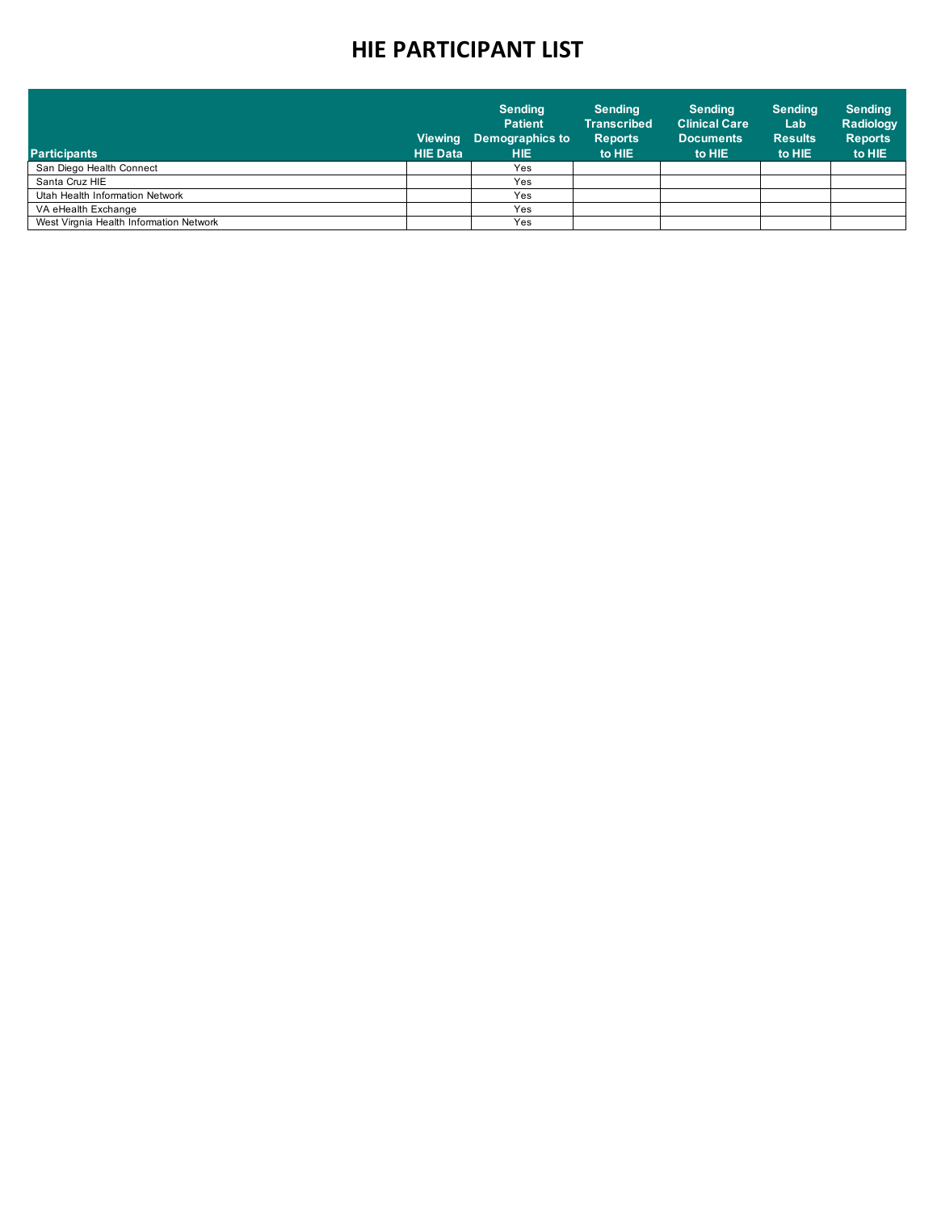# HIE PARTICIPANT LIST

| Participants | Viewing HIE Data | Sending Patient Demographics to HIE | Sending Transcribed Reports to HIE | Sending Clinical Care Documents to HIE | Sending Lab Results to HIE | Sending Radiology Reports to HIE |
|---|---|---|---|---|---|---|
| San Diego Health Connect | | Yes | | | | |
| Santa Cruz HIE | | Yes | | | | |
| Utah Health Information Network | | Yes | | | | |
| VA eHealth Exchange | | Yes | | | | |
| West Virgnia Health Information Network | | Yes | | | | |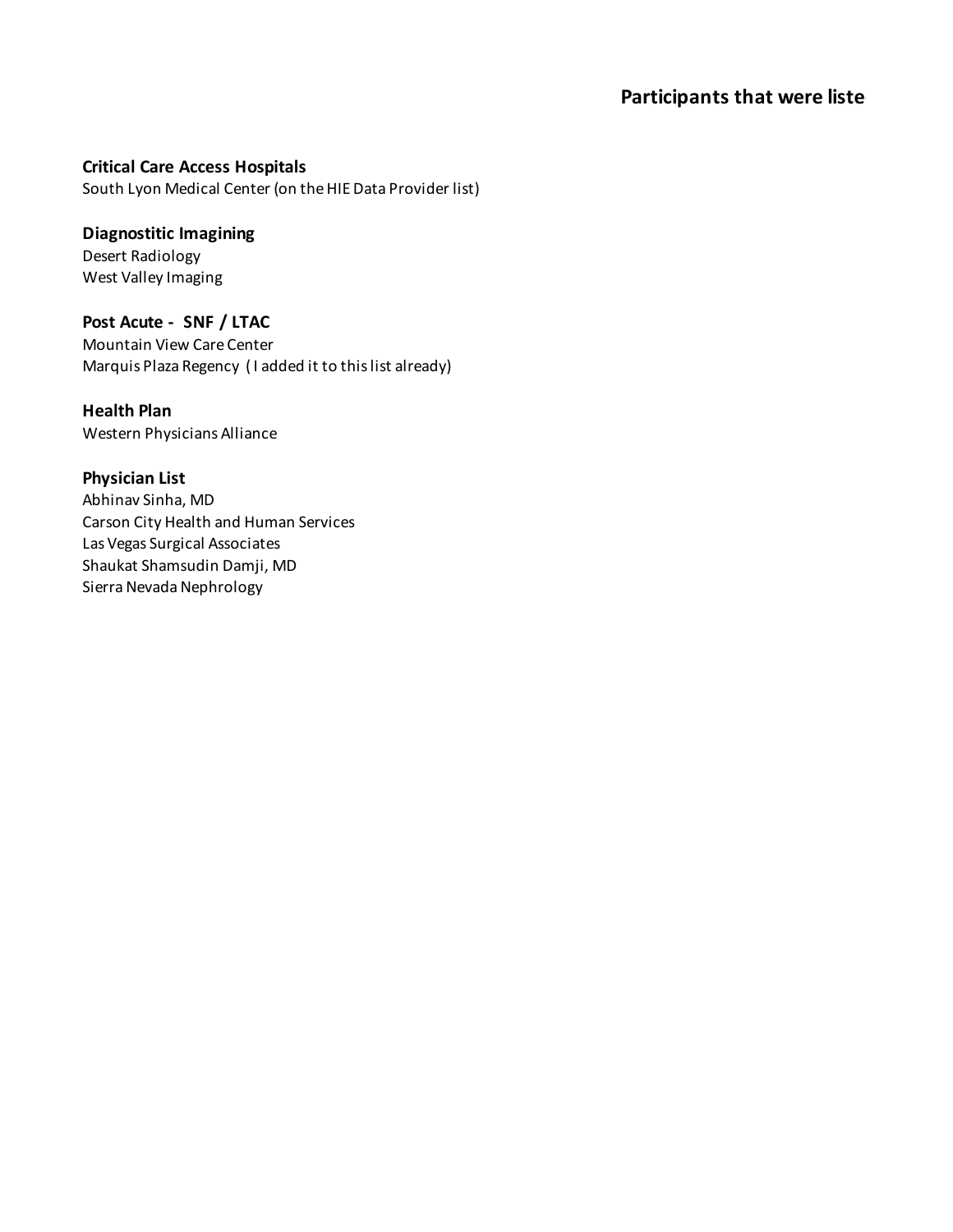## Participants that were liste

**Critical Care Access Hospitals**
South Lyon Medical Center (on the HIE Data Provider list)

**Diagnostitic Imagining**
Desert Radiology
West Valley Imaging

**Post Acute - SNF / LTAC**
Mountain View Care Center
Marquis Plaza Regency ( I added it to this list already)

**Health Plan**
Western Physicians Alliance

**Physician List**
Abhinav Sinha, MD
Carson City Health and Human Services
Las Vegas Surgical Associates
Shaukat Shamsudin Damji, MD
Sierra Nevada Nephrology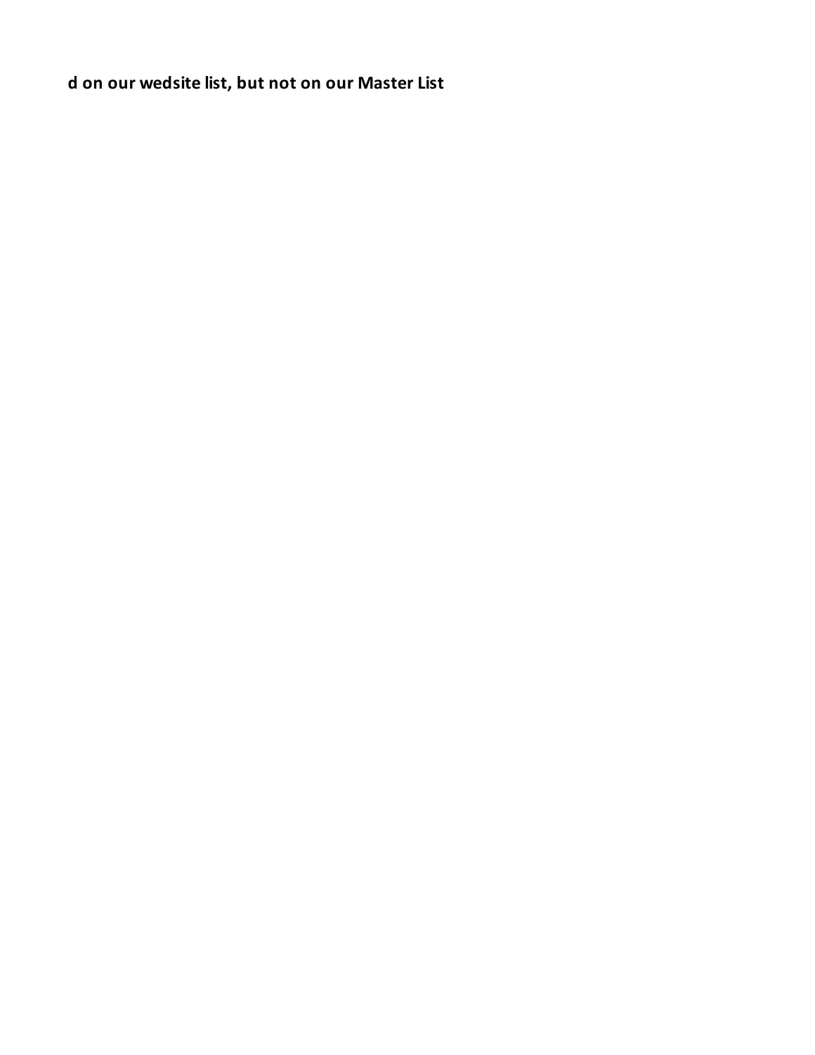**d on our wedsite list, but not on our Master List**